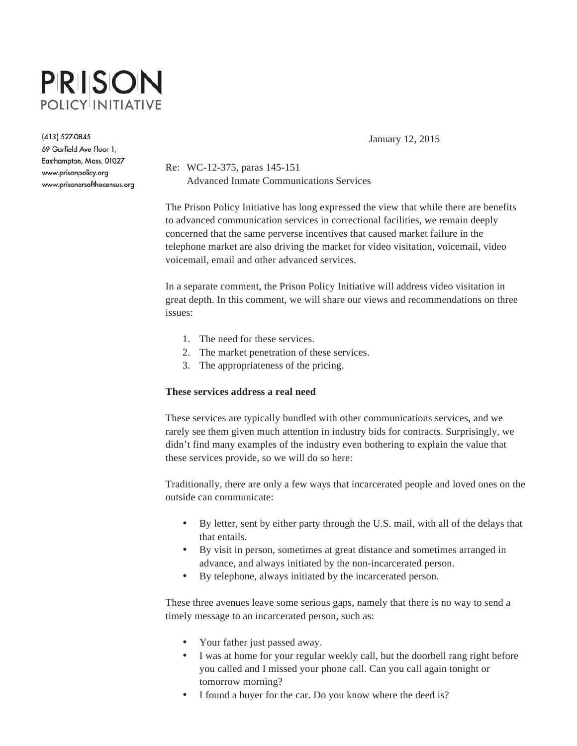# PRISON POLICY INITIATIVE

(413) 527-0845
69 Garfield Ave Floor 1,
Easthampton, Mass. 01027
www.prisonpolicy.org
www.prisonersofthecensus.org

January 12, 2015

Re: WC-12-375, paras 145-151
Advanced Inmate Communications Services

The Prison Policy Initiative has long expressed the view that while there are benefits to advanced communication services in correctional facilities, we remain deeply concerned that the same perverse incentives that caused market failure in the telephone market are also driving the market for video visitation, voicemail, video voicemail, email and other advanced services.

In a separate comment, the Prison Policy Initiative will address video visitation in great depth. In this comment, we will share our views and recommendations on three issues:

1. The need for these services.
2. The market penetration of these services.
3. The appropriateness of the pricing.

**These services address a real need**

These services are typically bundled with other communications services, and we rarely see them given much attention in industry bids for contracts. Surprisingly, we didn't find many examples of the industry even bothering to explain the value that these services provide, so we will do so here:

Traditionally, there are only a few ways that incarcerated people and loved ones on the outside can communicate:

- By letter, sent by either party through the U.S. mail, with all of the delays that that entails.
- By visit in person, sometimes at great distance and sometimes arranged in advance, and always initiated by the non-incarcerated person.
- By telephone, always initiated by the incarcerated person.

These three avenues leave some serious gaps, namely that there is no way to send a timely message to an incarcerated person, such as:

- Your father just passed away.
- I was at home for your regular weekly call, but the doorbell rang right before you called and I missed your phone call. Can you call again tonight or tomorrow morning?
- I found a buyer for the car. Do you know where the deed is?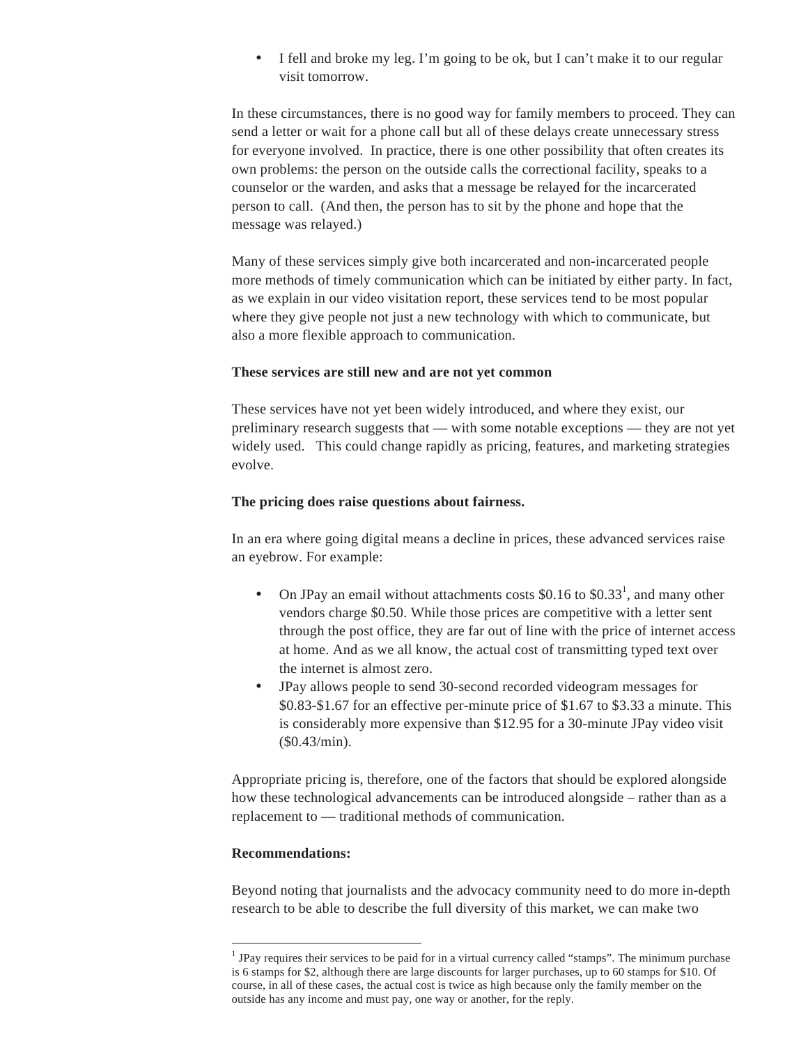- I fell and broke my leg. I'm going to be ok, but I can't make it to our regular visit tomorrow.

In these circumstances, there is no good way for family members to proceed. They can send a letter or wait for a phone call but all of these delays create unnecessary stress for everyone involved. In practice, there is one other possibility that often creates its own problems: the person on the outside calls the correctional facility, speaks to a counselor or the warden, and asks that a message be relayed for the incarcerated person to call. (And then, the person has to sit by the phone and hope that the message was relayed.)

Many of these services simply give both incarcerated and non-incarcerated people more methods of timely communication which can be initiated by either party. In fact, as we explain in our video visitation report, these services tend to be most popular where they give people not just a new technology with which to communicate, but also a more flexible approach to communication.

**These services are still new and are not yet common**

These services have not yet been widely introduced, and where they exist, our preliminary research suggests that — with some notable exceptions — they are not yet widely used. This could change rapidly as pricing, features, and marketing strategies evolve.

**The pricing does raise questions about fairness.**

In an era where going digital means a decline in prices, these advanced services raise an eyebrow. For example:

- On JPay an email without attachments costs $0.16 to $0.33[1], and many other vendors charge $0.50. While those prices are competitive with a letter sent through the post office, they are far out of line with the price of internet access at home. And as we all know, the actual cost of transmitting typed text over the internet is almost zero.
- JPay allows people to send 30-second recorded videogram messages for $0.83-$1.67 for an effective per-minute price of $1.67 to $3.33 a minute. This is considerably more expensive than $12.95 for a 30-minute JPay video visit ($0.43/min).

Appropriate pricing is, therefore, one of the factors that should be explored alongside how these technological advancements can be introduced alongside – rather than as a replacement to — traditional methods of communication.

**Recommendations:**

Beyond noting that journalists and the advocacy community need to do more in-depth research to be able to describe the full diversity of this market, we can make two

[1] JPay requires their services to be paid for in a virtual currency called "stamps". The minimum purchase is 6 stamps for $2, although there are large discounts for larger purchases, up to 60 stamps for $10. Of course, in all of these cases, the actual cost is twice as high because only the family member on the outside has any income and must pay, one way or another, for the reply.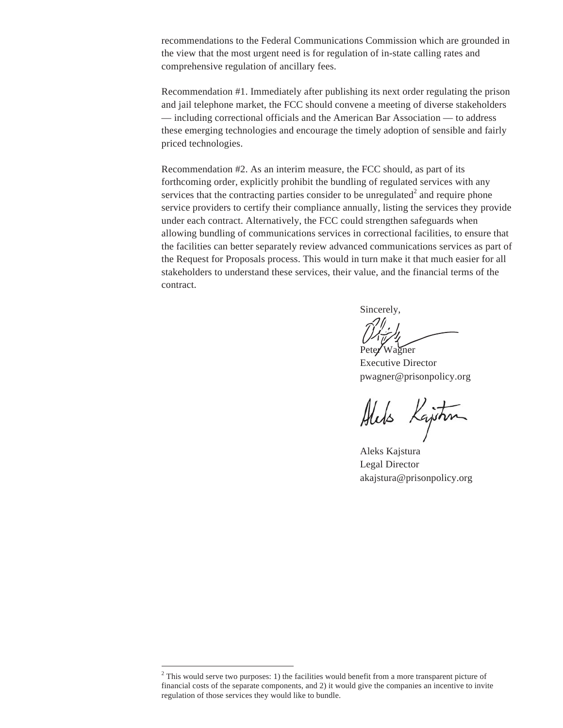recommendations to the Federal Communications Commission which are grounded in the view that the most urgent need is for regulation of in-state calling rates and comprehensive regulation of ancillary fees.

Recommendation #1. Immediately after publishing its next order regulating the prison and jail telephone market, the FCC should convene a meeting of diverse stakeholders — including correctional officials and the American Bar Association — to address these emerging technologies and encourage the timely adoption of sensible and fairly priced technologies.

Recommendation #2. As an interim measure, the FCC should, as part of its forthcoming order, explicitly prohibit the bundling of regulated services with any services that the contracting parties consider to be unregulated[2] and require phone service providers to certify their compliance annually, listing the services they provide under each contract. Alternatively, the FCC could strengthen safeguards when allowing bundling of communications services in correctional facilities, to ensure that the facilities can better separately review advanced communications services as part of the Request for Proposals process. This would in turn make it that much easier for all stakeholders to understand these services, their value, and the financial terms of the contract.

Sincerely,

Peter Wagner
Executive Director
pwagner@prisonpolicy.org

Aleks Kajstura
Legal Director
akajstura@prisonpolicy.org

---

[2] This would serve two purposes: 1) the facilities would benefit from a more transparent picture of financial costs of the separate components, and 2) it would give the companies an incentive to invite regulation of those services they would like to bundle.